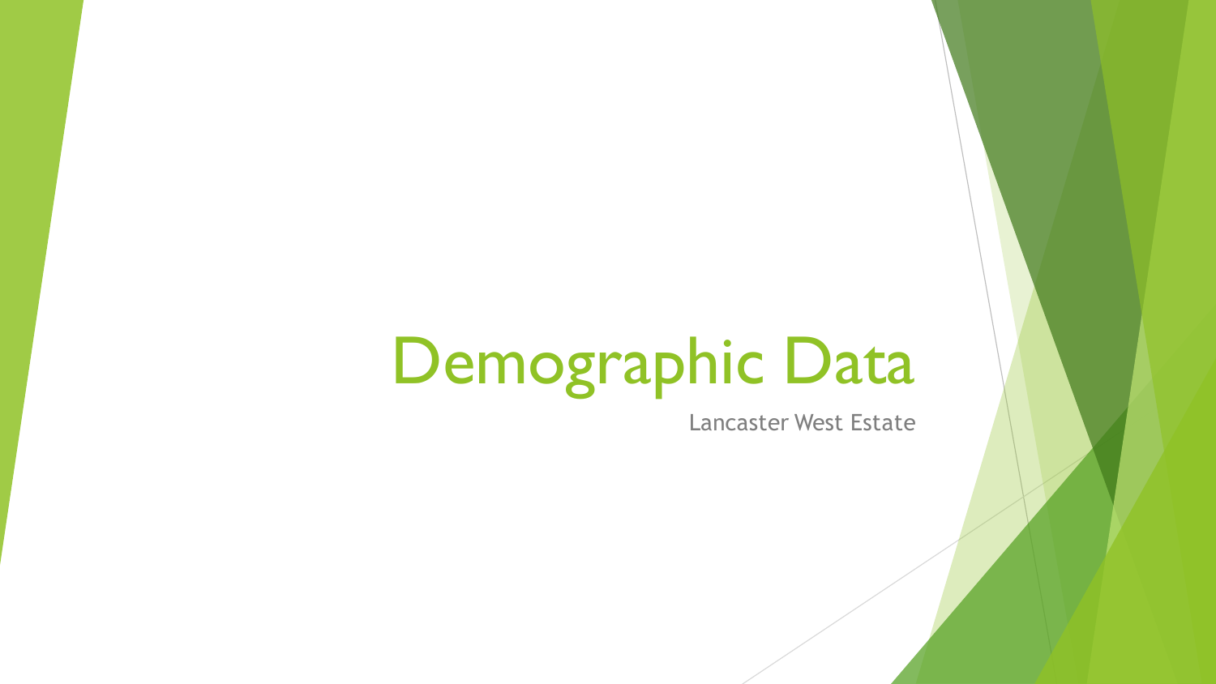# Demographic Data

Lancaster West Estate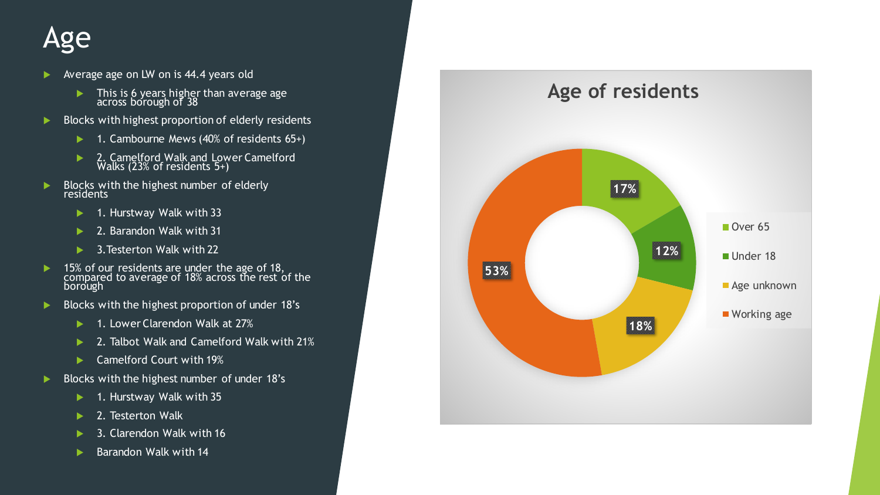# Age

- Average age on LW on is 44.4 years old
  - This is 6 years higher than average age across borough of 38
- Blocks with highest proportion of elderly residents
  - 1. Cambourne Mews (40% of residents 65+)
  - 2. Camelford Walk and Lower Camelford Walks (23% of residents 5+)
- Blocks with the highest number of elderly residents
  - 1. Hurstway Walk with 33
  - 2. Barandon Walk with 31
  - 3. Testerton Walk with 22
- 15% of our residents are under the age of 18, compared to average of 18% across the rest of the borough
- Blocks with the highest proportion of under 18's
  - 1. Lower Clarendon Walk at 27%
  - 2. Talbot Walk and Camelford Walk with 21%
  - Camelford Court with 19%
- Blocks with the highest number of under 18's
  - 1. Hurstway Walk with 35
  - 2. Testerton Walk
  - 3. Clarendon Walk with 16
  - Barandon Walk with 14

**Age of residents**

| Category | Percentage |
| --- | --- |
| Over 65 | 17% |
| Under 18 | 12% |
| Age unknown | 18% |
| Working age | 53% |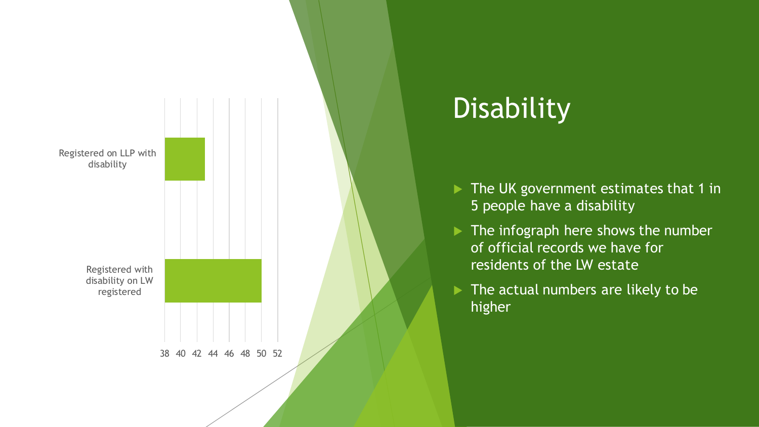# Disability

- The UK government estimates that 1 in 5 people have a disability
- The infograph here shows the number of official records we have for residents of the LW estate
- The actual numbers are likely to be higher

| Category | Value |
| --- | --- |
| Registered on LLP with disability | 43 |
| Registered with disability on LW registered | 50 |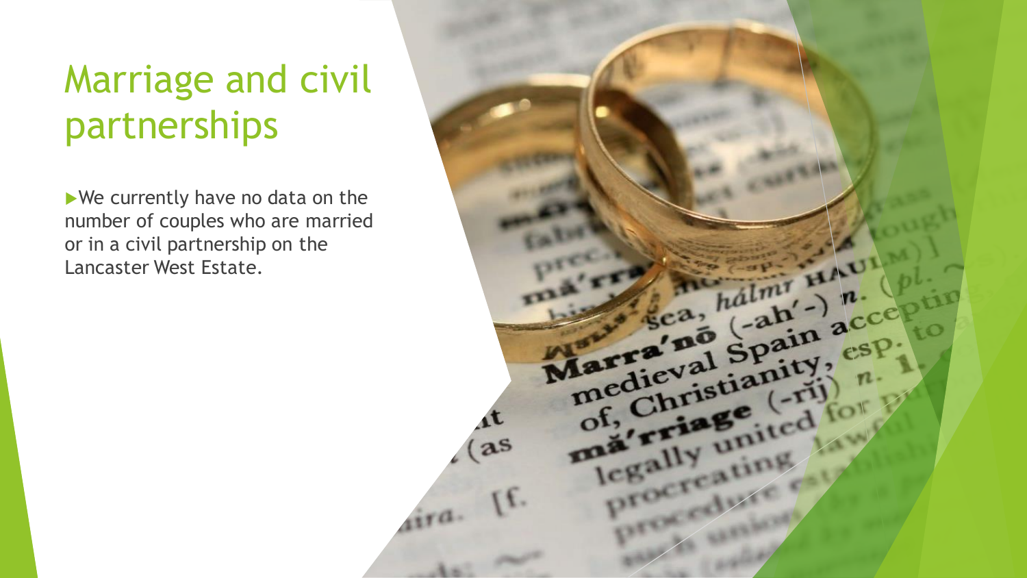# Marriage and civil partnerships

- We currently have no data on the number of couples who are married or in a civil partnership on the Lancaster West Estate.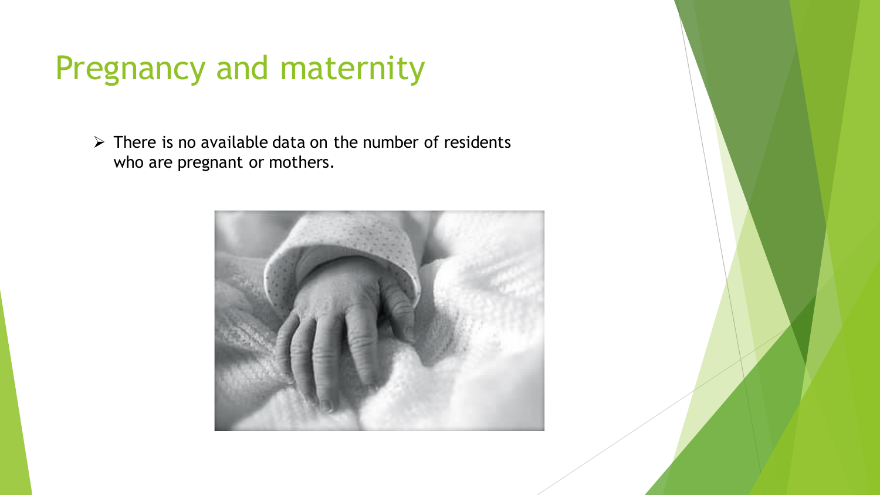# Pregnancy and maternity

- There is no available data on the number of residents who are pregnant or mothers.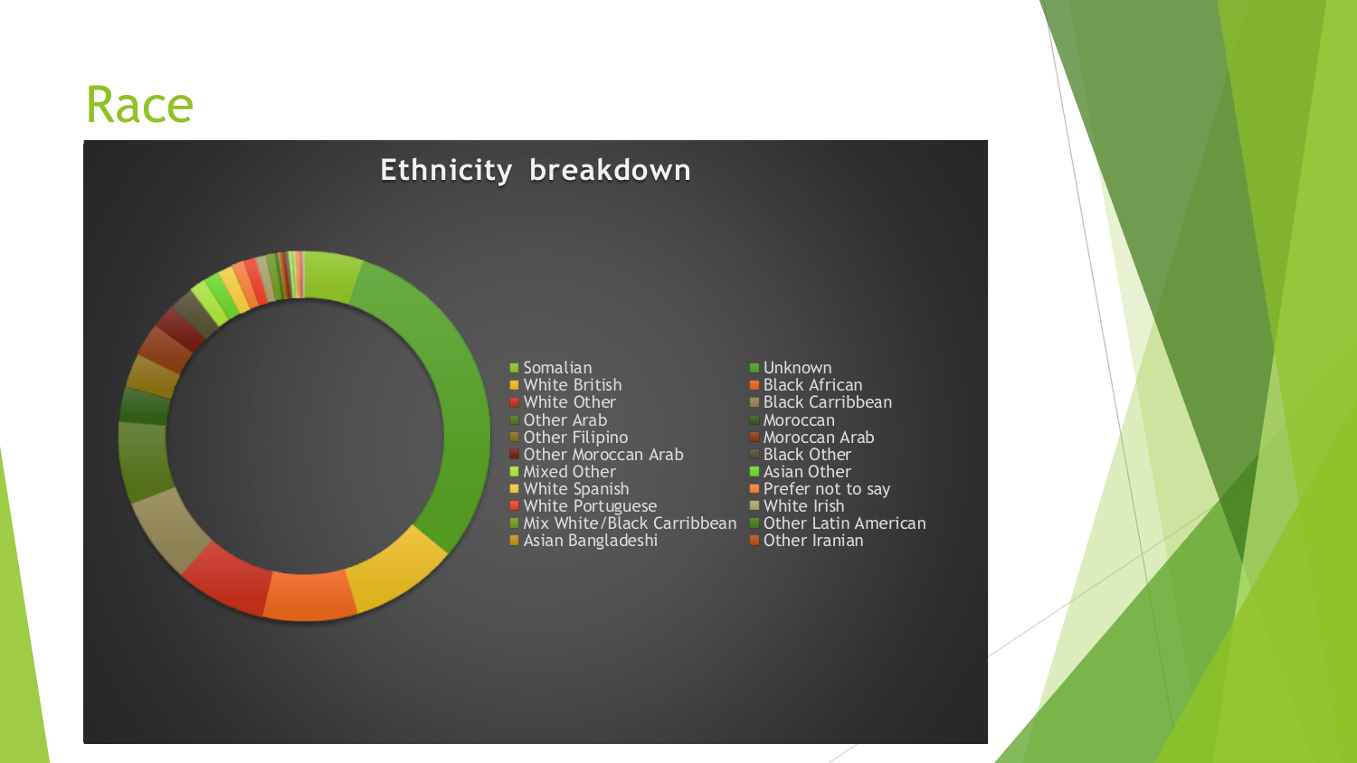# Race

## Ethnicity breakdown

- Somalian
- White British
- White Other
- Other Arab
- Other Filipino
- Other Moroccan Arab
- Mixed Other
- White Spanish
- White Portuguese
- Mix White/Black Carribbean
- Asian Bangladeshi
- Unknown
- Black African
- Black Carribbean
- Moroccan
- Moroccan Arab
- Black Other
- Asian Other
- Prefer not to say
- White Irish
- Other Latin American
- Other Iranian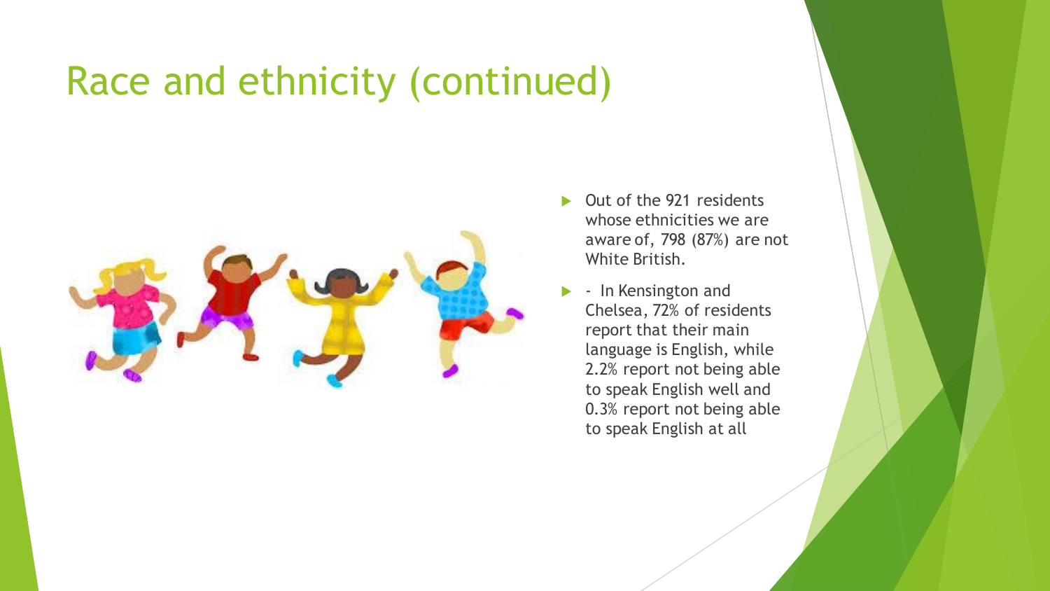# Race and ethnicity (continued)

- Out of the 921 residents whose ethnicities we are aware of, 798 (87%) are not White British.
- - In Kensington and Chelsea, 72% of residents report that their main language is English, while 2.2% report not being able to speak English well and 0.3% report not being able to speak English at all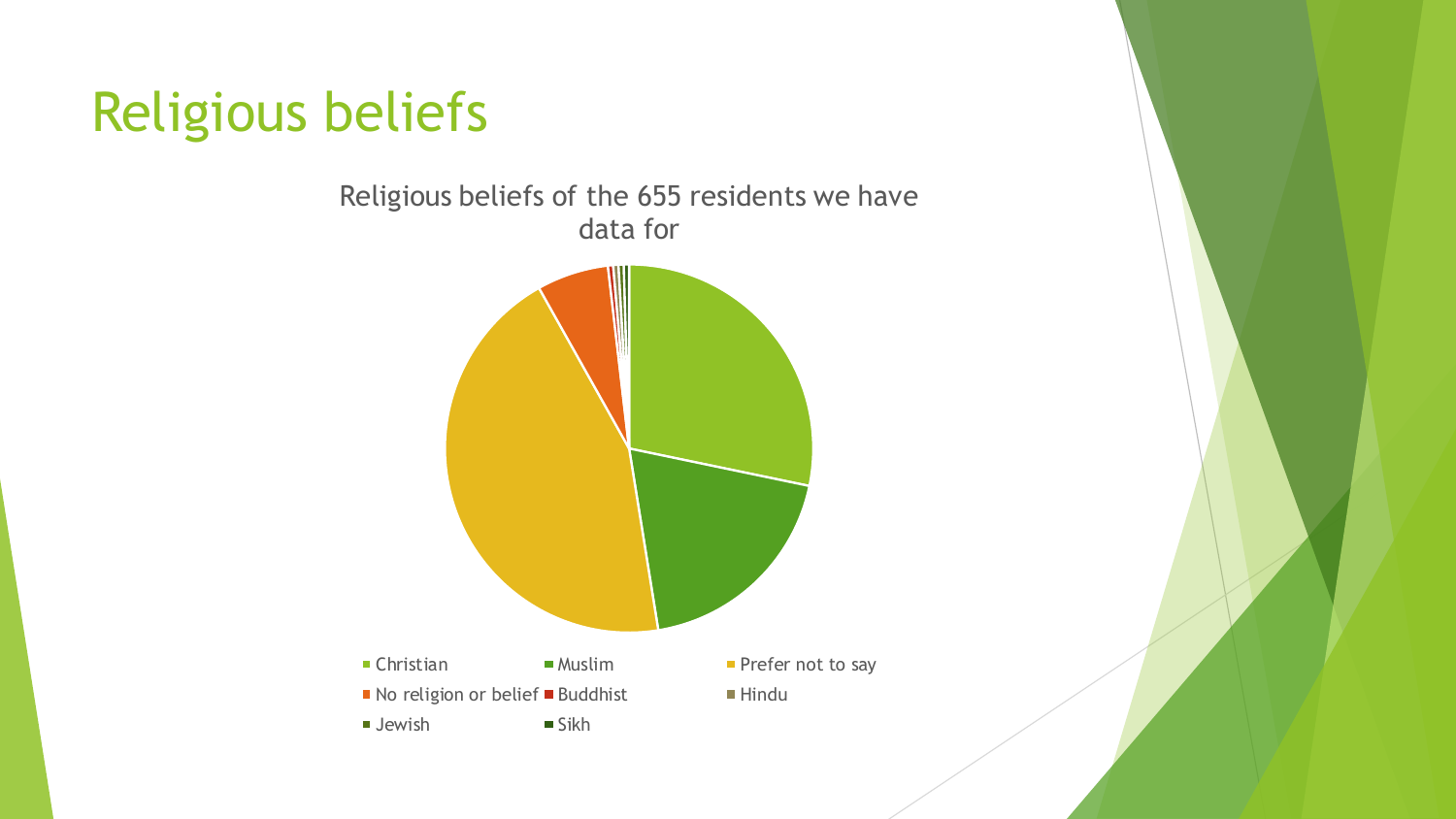# Religious beliefs

Religious beliefs of the 655 residents we have data for

- Christian
- Muslim
- Prefer not to say
- No religion or belief
- Buddhist
- Hindu
- Jewish
- Sikh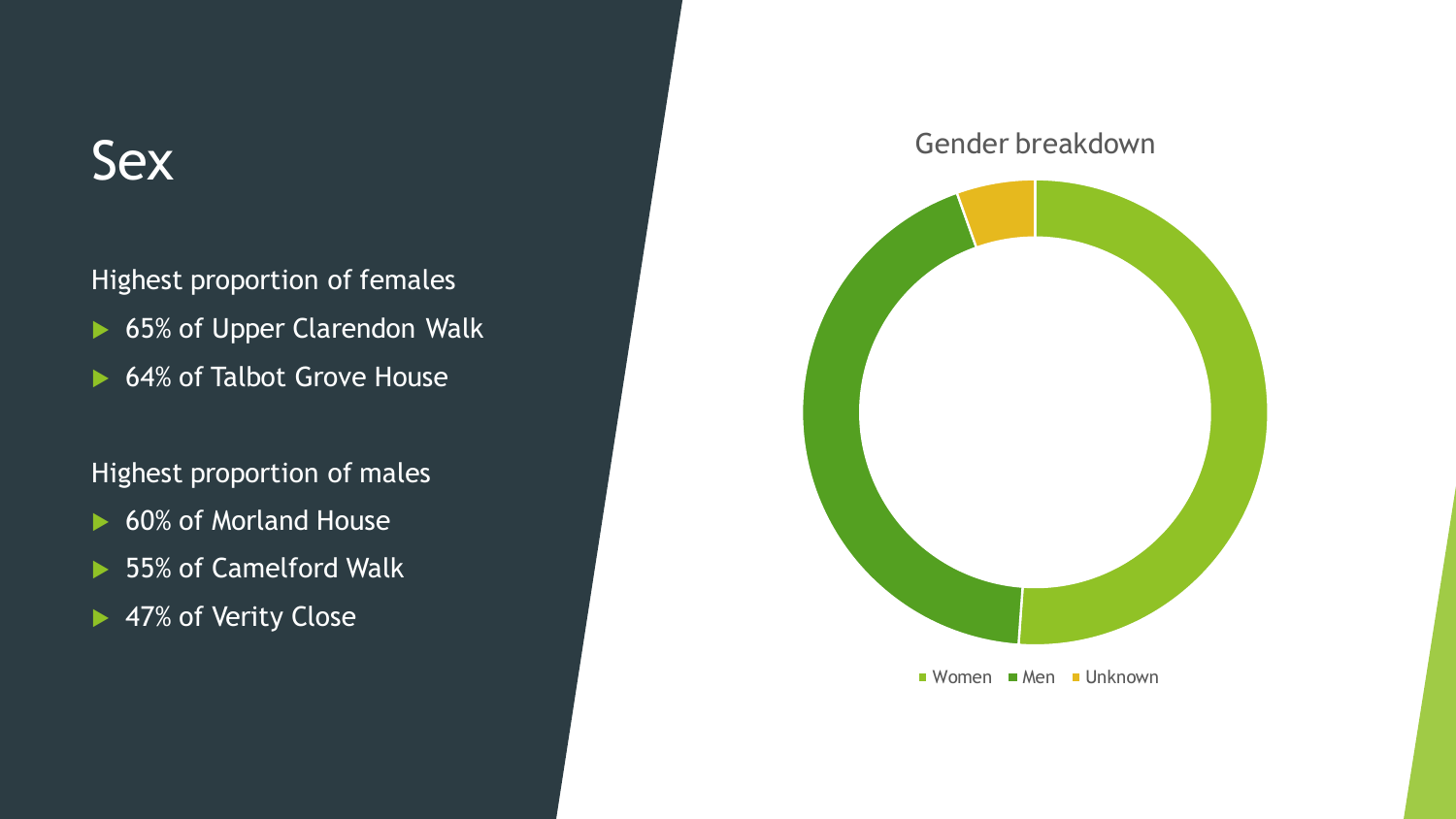# Sex

Highest proportion of females

- 65% of Upper Clarendon Walk
- 64% of Talbot Grove House

Highest proportion of males

- 60% of Morland House
- 55% of Camelford Walk
- 47% of Verity Close

Gender breakdown

Women · Men · Unknown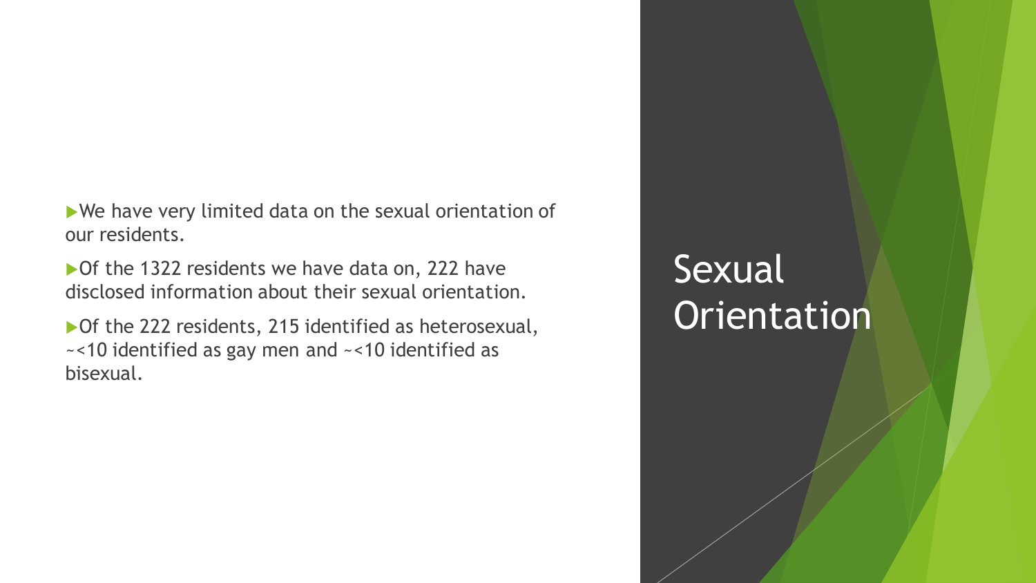# Sexual Orientation

- We have very limited data on the sexual orientation of our residents.
- Of the 1322 residents we have data on, 222 have disclosed information about their sexual orientation.
- Of the 222 residents, 215 identified as heterosexual, ~<10 identified as gay men and ~<10 identified as bisexual.